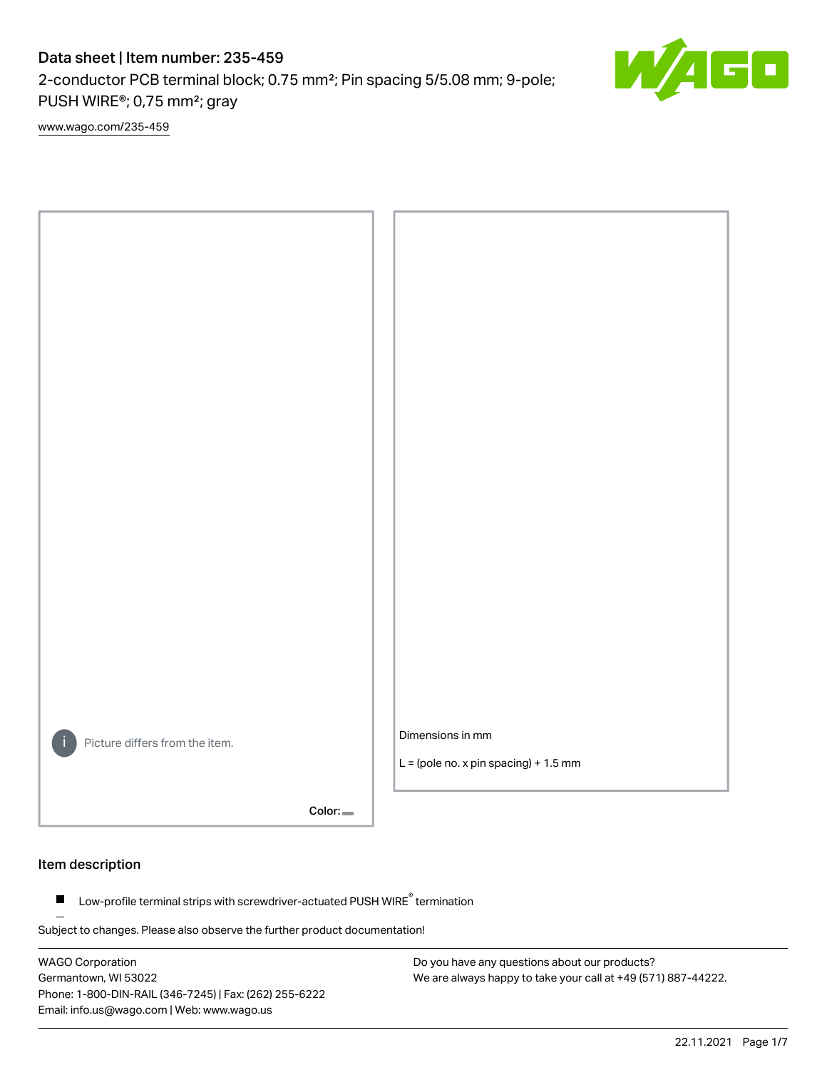# Data sheet | Item number: 235-459

2-conductor PCB terminal block; 0.75 mm²; Pin spacing 5/5.08 mm; 9-pole; PUSH WIRE®; 0,75 mm²; gray

www.wago.com/235-459

Picture differs from the item.

Color:

Dimensions in mm

L = (pole no. x pin spacing) + 1.5 mm

## Item description

- Low-profile terminal strips with screwdriver-actuated PUSH WIRE® termination

Subject to changes. Please also observe the further product documentation!

WAGO Corporation
Germantown, WI 53022
Phone: 1-800-DIN-RAIL (346-7245) | Fax: (262) 255-6222
Email: info.us@wago.com | Web: www.wago.us

Do you have any questions about our products?
We are always happy to take your call at +49 (571) 887-44222.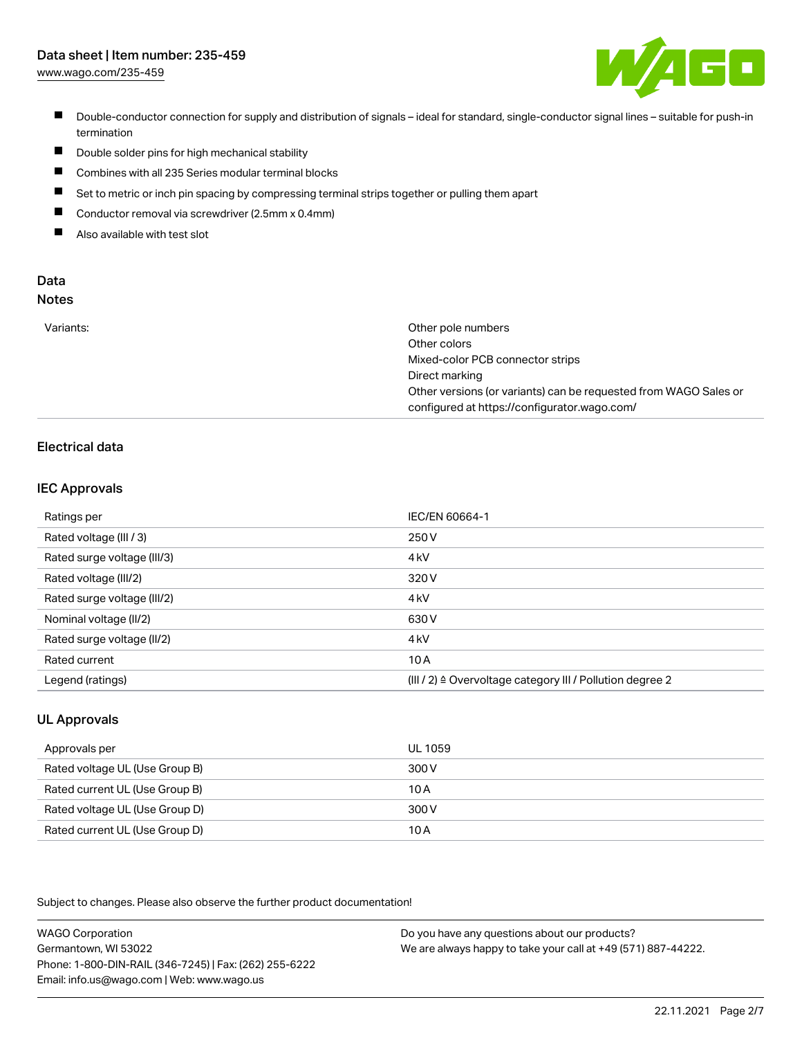- Double-conductor connection for supply and distribution of signals – ideal for standard, single-conductor signal lines – suitable for push-in termination
- Double solder pins for high mechanical stability
- Combines with all 235 Series modular terminal blocks
- Set to metric or inch pin spacing by compressing terminal strips together or pulling them apart
- Conductor removal via screwdriver (2.5mm x 0.4mm)
- Also available with test slot

## Data

### Notes

| | |
|---|---|
| Variants: | Other pole numbers<br>Other colors<br>Mixed-color PCB connector strips<br>Direct marking<br>Other versions (or variants) can be requested from WAGO Sales or configured at https://configurator.wago.com/ |

### Electrical data

#### IEC Approvals

| | |
|---|---|
| Ratings per | IEC/EN 60664-1 |
| Rated voltage (III / 3) | 250 V |
| Rated surge voltage (III/3) | 4 kV |
| Rated voltage (III/2) | 320 V |
| Rated surge voltage (III/2) | 4 kV |
| Nominal voltage (II/2) | 630 V |
| Rated surge voltage (II/2) | 4 kV |
| Rated current | 10 A |
| Legend (ratings) | (III / 2) ≙ Overvoltage category III / Pollution degree 2 |

#### UL Approvals

| | |
|---|---|
| Approvals per | UL 1059 |
| Rated voltage UL (Use Group B) | 300 V |
| Rated current UL (Use Group B) | 10 A |
| Rated voltage UL (Use Group D) | 300 V |
| Rated current UL (Use Group D) | 10 A |

Subject to changes. Please also observe the further product documentation!

WAGO Corporation
Germantown, WI 53022
Phone: 1-800-DIN-RAIL (346-7245) | Fax: (262) 255-6222
Email: info.us@wago.com | Web: www.wago.us

Do you have any questions about our products?
We are always happy to take your call at +49 (571) 887-44222.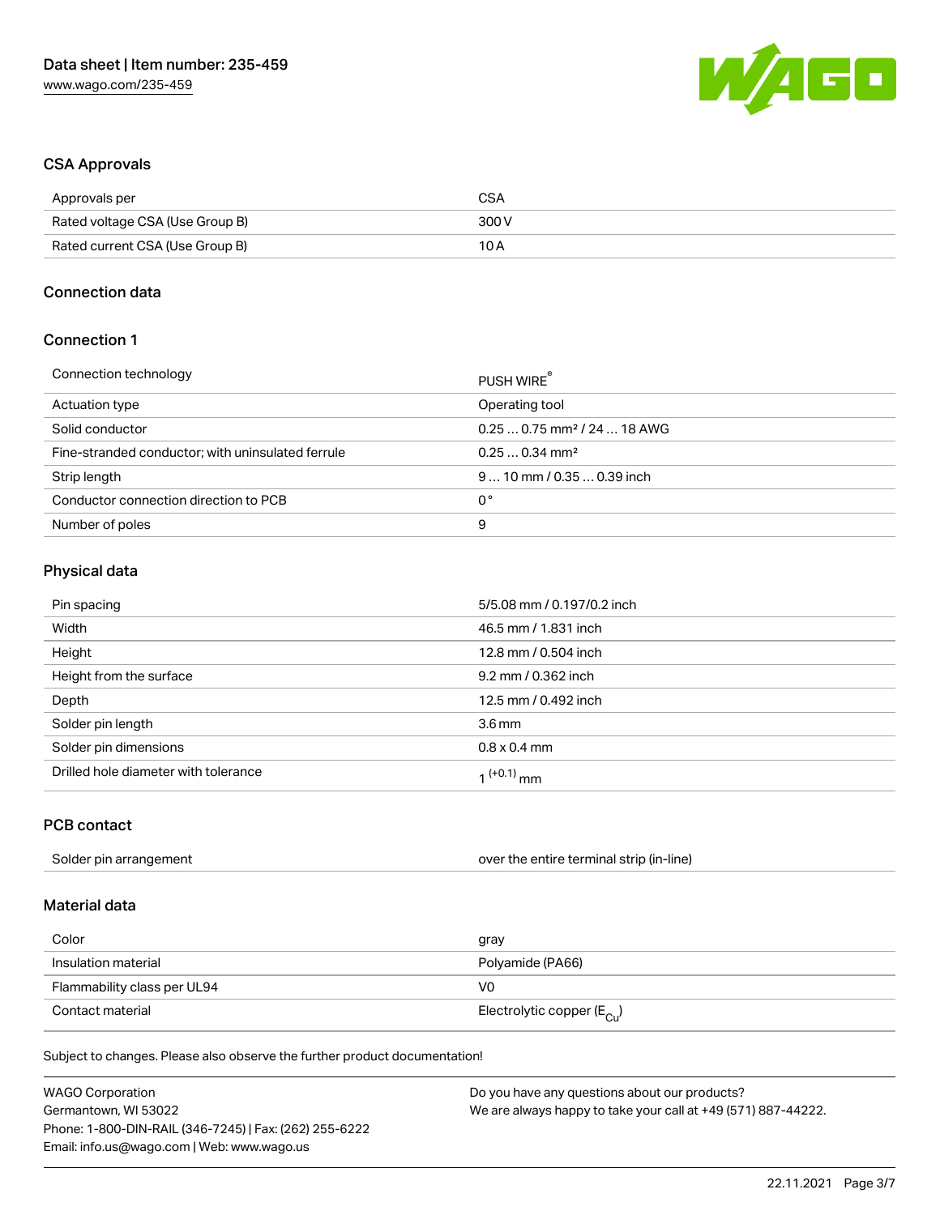## CSA Approvals

| Approvals per | CSA |
| --- | --- |
| Rated voltage CSA (Use Group B) | 300 V |
| Rated current CSA (Use Group B) | 10 A |

## Connection data

### Connection 1

| Connection technology | PUSH WIRE® |
| --- | --- |
| Actuation type | Operating tool |
| Solid conductor | 0.25 … 0.75 mm² / 24 … 18 AWG |
| Fine-stranded conductor; with uninsulated ferrule | 0.25 … 0.34 mm² |
| Strip length | 9 … 10 mm / 0.35 … 0.39 inch |
| Conductor connection direction to PCB | 0 ° |
| Number of poles | 9 |

## Physical data

| Pin spacing | 5/5.08 mm / 0.197/0.2 inch |
| --- | --- |
| Width | 46.5 mm / 1.831 inch |
| Height | 12.8 mm / 0.504 inch |
| Height from the surface | 9.2 mm / 0.362 inch |
| Depth | 12.5 mm / 0.492 inch |
| Solder pin length | 3.6 mm |
| Solder pin dimensions | 0.8 x 0.4 mm |
| Drilled hole diameter with tolerance | $1^{(+0.1)}$ mm |

## PCB contact

| Solder pin arrangement | over the entire terminal strip (in-line) |
| --- | --- |

## Material data

| Color | gray |
| --- | --- |
| Insulation material | Polyamide (PA66) |
| Flammability class per UL94 | V0 |
| Contact material | Electrolytic copper ($E_{Cu}$) |

Subject to changes. Please also observe the further product documentation!

WAGO Corporation
Germantown, WI 53022
Phone: 1-800-DIN-RAIL (346-7245) | Fax: (262) 255-6222
Email: info.us@wago.com | Web: www.wago.us

Do you have any questions about our products?
We are always happy to take your call at +49 (571) 887-44222.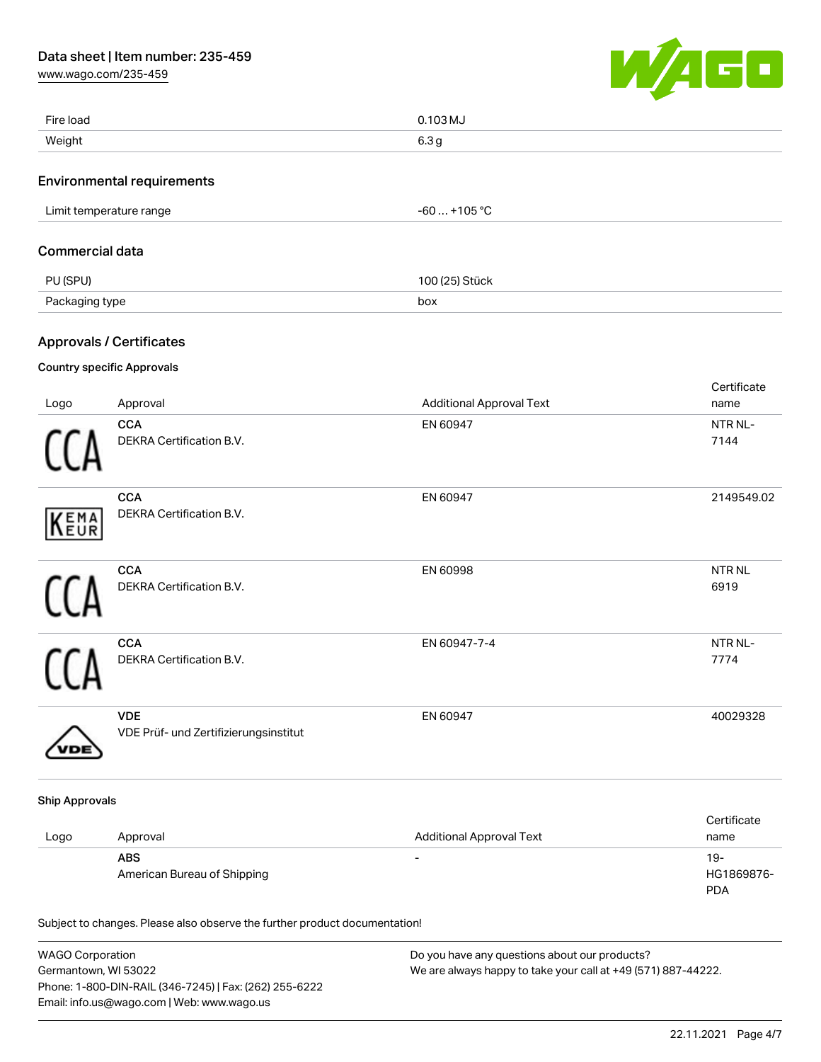| | |
|---|---|
| Fire load | 0.103 MJ |
| Weight | 6.3 g |

## Environmental requirements

| | |
|---|---|
| Limit temperature range | -60 … +105 °C |

## Commercial data

| | |
|---|---|
| PU (SPU) | 100 (25) Stück |
| Packaging type | box |

## Approvals / Certificates

### Country specific Approvals

| Logo | Approval | Additional Approval Text | Certificate name |
|---|---|---|---|
| | **CCA** DEKRA Certification B.V. | EN 60947 | NTR NL-7144 |
| | **CCA** DEKRA Certification B.V. | EN 60947 | 2149549.02 |
| | **CCA** DEKRA Certification B.V. | EN 60998 | NTR NL 6919 |
| | **CCA** DEKRA Certification B.V. | EN 60947-7-4 | NTR NL-7774 |
| | **VDE** VDE Prüf- und Zertifizierungsinstitut | EN 60947 | 40029328 |

### Ship Approvals

| Logo | Approval | Additional Approval Text | Certificate name |
|---|---|---|---|
| | **ABS** American Bureau of Shipping | - | 19-HG1869876-PDA |

Subject to changes. Please also observe the further product documentation!

WAGO Corporation
Germantown, WI 53022
Phone: 1-800-DIN-RAIL (346-7245) | Fax: (262) 255-6222
Email: info.us@wago.com | Web: www.wago.us

Do you have any questions about our products?
We are always happy to take your call at +49 (571) 887-44222.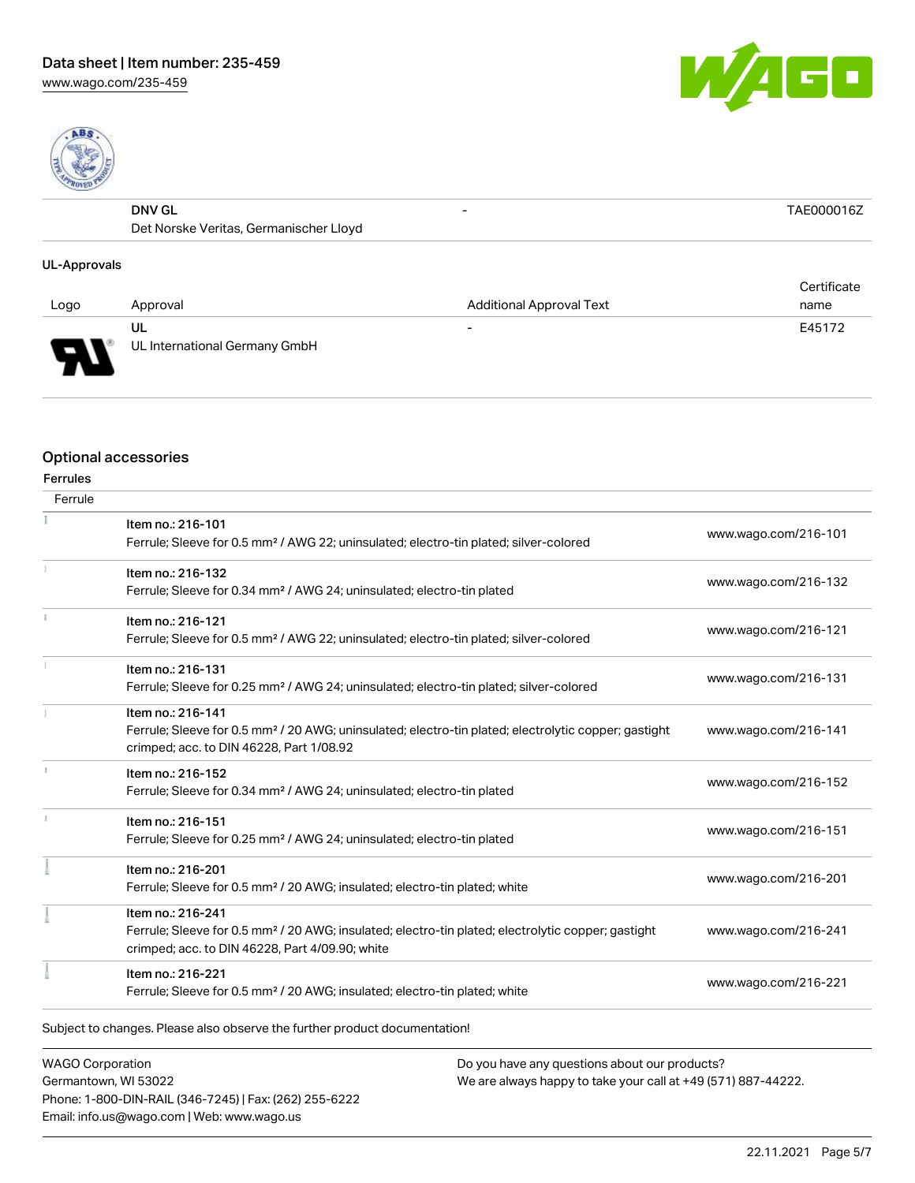| | DNV GL<br>Det Norske Veritas, Germanischer Lloyd | - | TAE000016Z |
|---|---|---|---|

**UL-Approvals**

| Logo | Approval | Additional Approval Text | Certificate name |
|---|---|---|---|
| | UL<br>UL International Germany GmbH | - | E45172 |

## Optional accessories

**Ferrules**

| Ferrule | | |
|---|---|---|
| | Item no.: 216-101<br>Ferrule; Sleeve for 0.5 mm² / AWG 22; uninsulated; electro-tin plated; silver-colored | www.wago.com/216-101 |
| | Item no.: 216-132<br>Ferrule; Sleeve for 0.34 mm² / AWG 24; uninsulated; electro-tin plated | www.wago.com/216-132 |
| | Item no.: 216-121<br>Ferrule; Sleeve for 0.5 mm² / AWG 22; uninsulated; electro-tin plated; silver-colored | www.wago.com/216-121 |
| | Item no.: 216-131<br>Ferrule; Sleeve for 0.25 mm² / AWG 24; uninsulated; electro-tin plated; silver-colored | www.wago.com/216-131 |
| | Item no.: 216-141<br>Ferrule; Sleeve for 0.5 mm² / 20 AWG; uninsulated; electro-tin plated; electrolytic copper; gastight crimped; acc. to DIN 46228, Part 1/08.92 | www.wago.com/216-141 |
| | Item no.: 216-152<br>Ferrule; Sleeve for 0.34 mm² / AWG 24; uninsulated; electro-tin plated | www.wago.com/216-152 |
| | Item no.: 216-151<br>Ferrule; Sleeve for 0.25 mm² / AWG 24; uninsulated; electro-tin plated | www.wago.com/216-151 |
| | Item no.: 216-201<br>Ferrule; Sleeve for 0.5 mm² / 20 AWG; insulated; electro-tin plated; white | www.wago.com/216-201 |
| | Item no.: 216-241<br>Ferrule; Sleeve for 0.5 mm² / 20 AWG; insulated; electro-tin plated; electrolytic copper; gastight crimped; acc. to DIN 46228, Part 4/09.90; white | www.wago.com/216-241 |
| | Item no.: 216-221<br>Ferrule; Sleeve for 0.5 mm² / 20 AWG; insulated; electro-tin plated; white | www.wago.com/216-221 |

Subject to changes. Please also observe the further product documentation!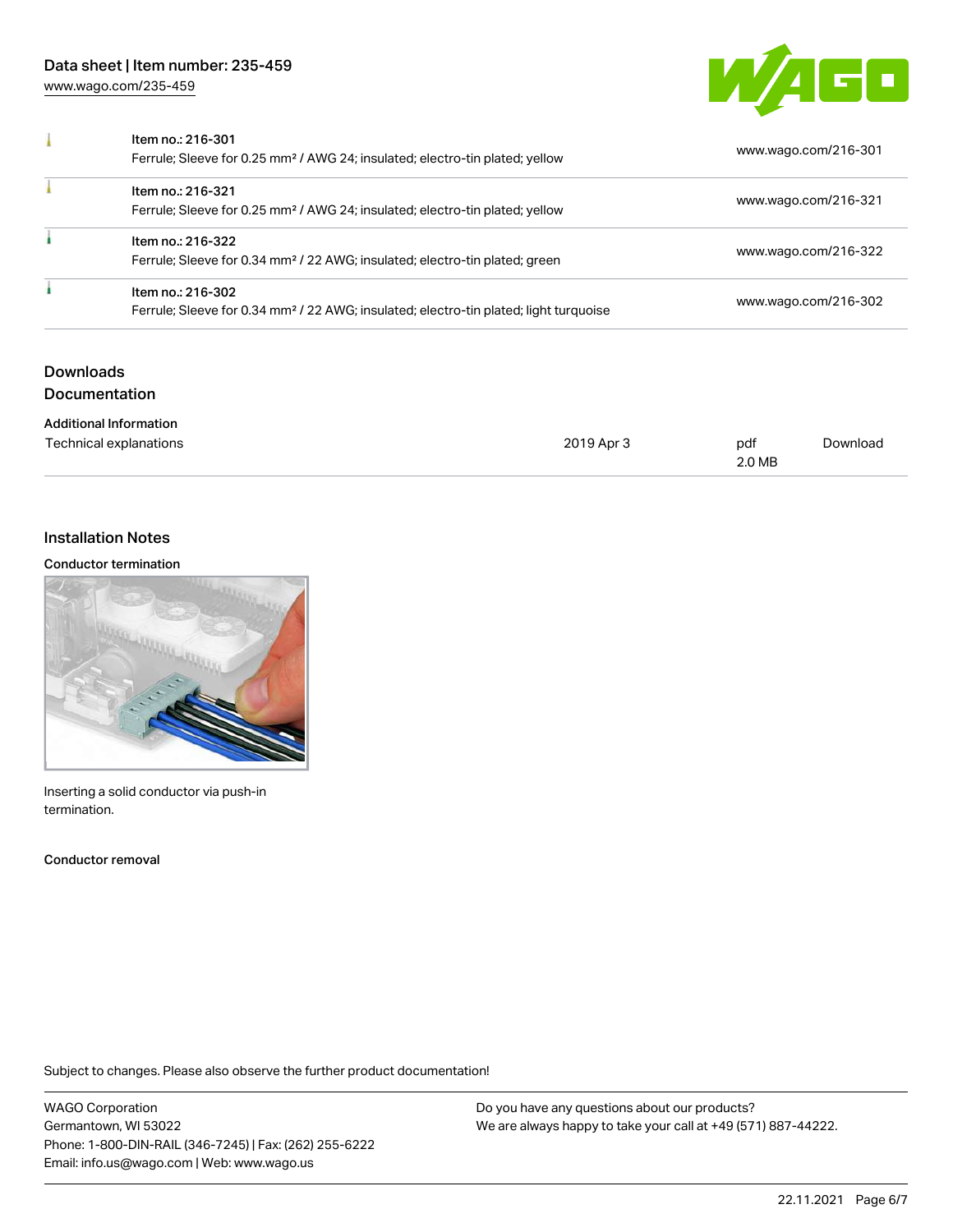| | | |
|---|---|---|
| | Item no.: 216-301<br>Ferrule; Sleeve for 0.25 mm² / AWG 24; insulated; electro-tin plated; yellow | www.wago.com/216-301 |
| | Item no.: 216-321<br>Ferrule; Sleeve for 0.25 mm² / AWG 24; insulated; electro-tin plated; yellow | www.wago.com/216-321 |
| | Item no.: 216-322<br>Ferrule; Sleeve for 0.34 mm² / 22 AWG; insulated; electro-tin plated; green | www.wago.com/216-322 |
| | Item no.: 216-302<br>Ferrule; Sleeve for 0.34 mm² / 22 AWG; insulated; electro-tin plated; light turquoise | www.wago.com/216-302 |

## Downloads

### Documentation

**Additional Information**

| | | | |
|---|---|---|---|
| Technical explanations | 2019 Apr 3 | pdf<br>2.0 MB | Download |

## Installation Notes

**Conductor termination**

Inserting a solid conductor via push-in termination.

**Conductor removal**

Subject to changes. Please also observe the further product documentation!

WAGO Corporation
Germantown, WI 53022
Phone: 1-800-DIN-RAIL (346-7245) | Fax: (262) 255-6222
Email: info.us@wago.com | Web: www.wago.us

Do you have any questions about our products?
We are always happy to take your call at +49 (571) 887-44222.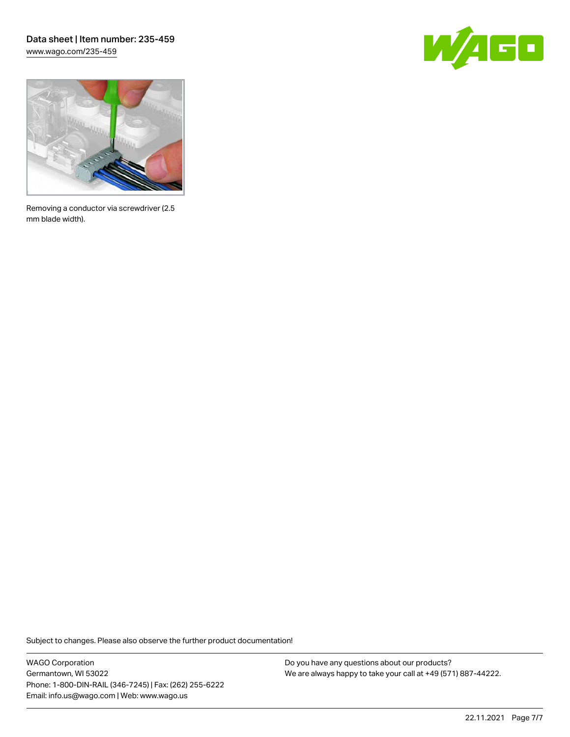Removing a conductor via screwdriver (2.5 mm blade width).

Subject to changes. Please also observe the further product documentation!

WAGO Corporation
Germantown, WI 53022
Phone: 1-800-DIN-RAIL (346-7245) | Fax: (262) 255-6222
Email: info.us@wago.com | Web: www.wago.us

Do you have any questions about our products?
We are always happy to take your call at +49 (571) 887-44222.